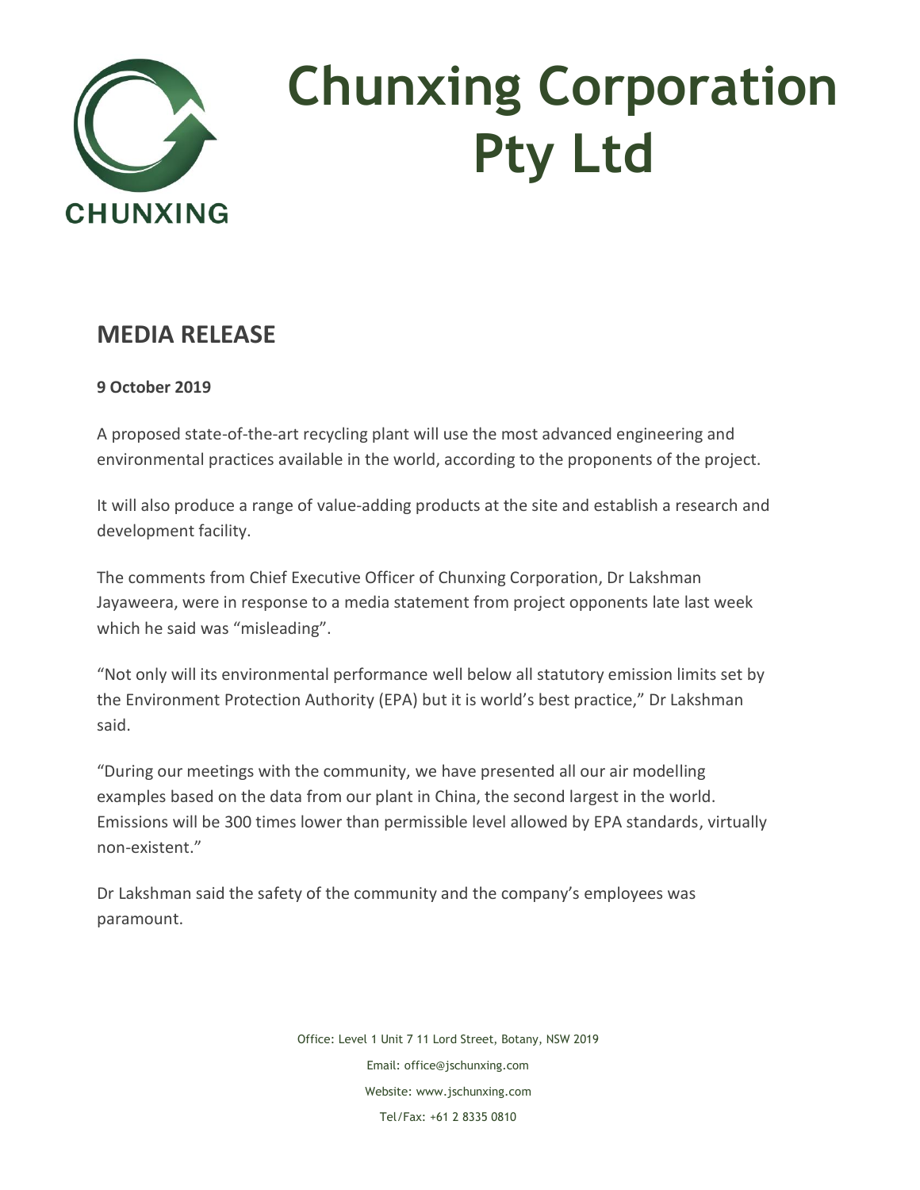# Chunxing Corporation Pty Ltd

## MEDIA RELEASE

**9 October 2019**

A proposed state-of-the-art recycling plant will use the most advanced engineering and environmental practices available in the world, according to the proponents of the project.

It will also produce a range of value-adding products at the site and establish a research and development facility.

The comments from Chief Executive Officer of Chunxing Corporation, Dr Lakshman Jayaweera, were in response to a media statement from project opponents late last week which he said was "misleading".

"Not only will its environmental performance well below all statutory emission limits set by the Environment Protection Authority (EPA) but it is world's best practice," Dr Lakshman said.

"During our meetings with the community, we have presented all our air modelling examples based on the data from our plant in China, the second largest in the world. Emissions will be 300 times lower than permissible level allowed by EPA standards, virtually non-existent."

Dr Lakshman said the safety of the community and the company's employees was paramount.

Office: Level 1 Unit 7 11 Lord Street, Botany, NSW 2019

Email: office@jschunxing.com

Website: www.jschunxing.com

Tel/Fax: +61 2 8335 0810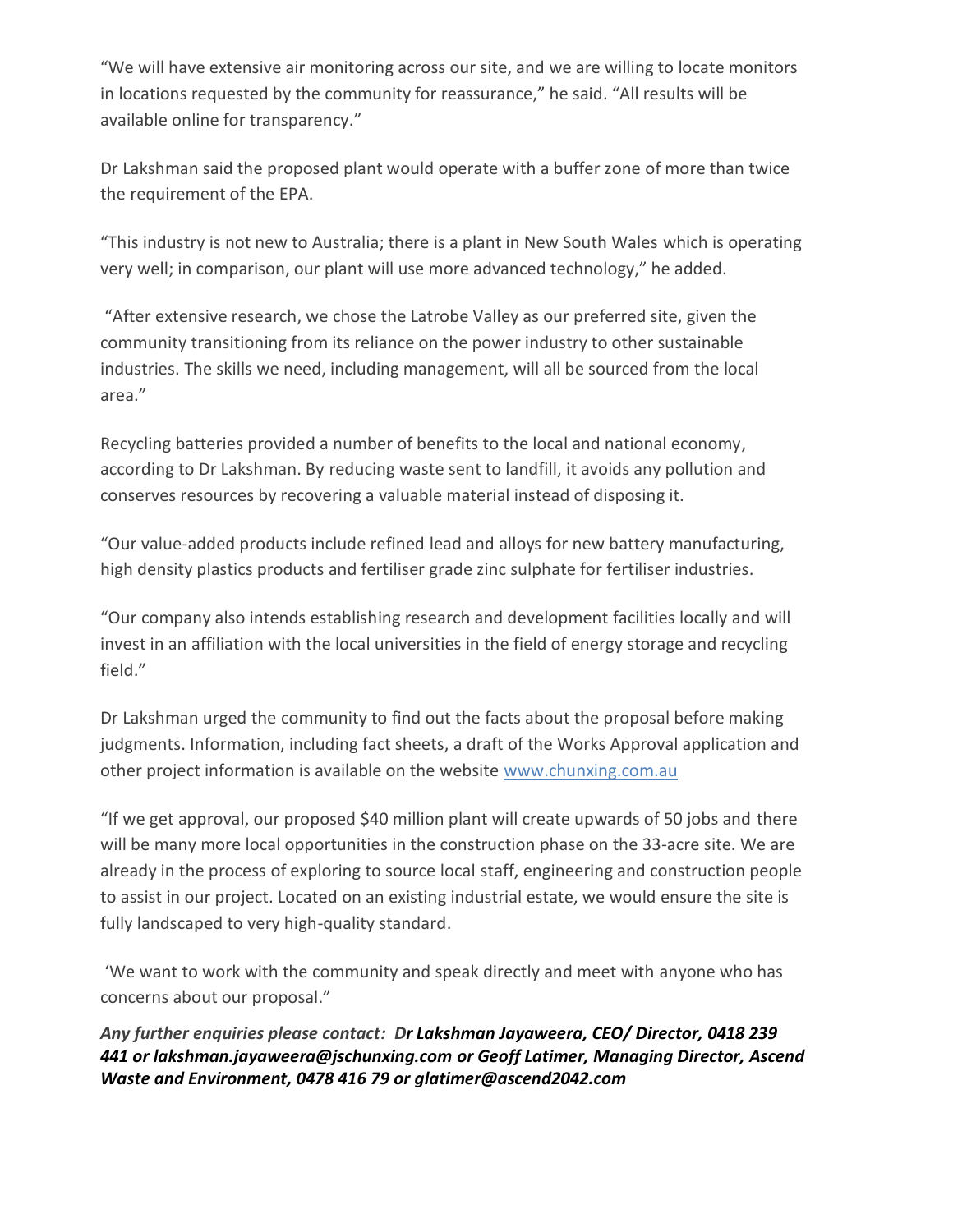"We will have extensive air monitoring across our site, and we are willing to locate monitors in locations requested by the community for reassurance," he said. "All results will be available online for transparency."

Dr Lakshman said the proposed plant would operate with a buffer zone of more than twice the requirement of the EPA.

"This industry is not new to Australia; there is a plant in New South Wales which is operating very well; in comparison, our plant will use more advanced technology," he added.

"After extensive research, we chose the Latrobe Valley as our preferred site, given the community transitioning from its reliance on the power industry to other sustainable industries. The skills we need, including management, will all be sourced from the local area."

Recycling batteries provided a number of benefits to the local and national economy, according to Dr Lakshman. By reducing waste sent to landfill, it avoids any pollution and conserves resources by recovering a valuable material instead of disposing it.

"Our value-added products include refined lead and alloys for new battery manufacturing, high density plastics products and fertiliser grade zinc sulphate for fertiliser industries.

"Our company also intends establishing research and development facilities locally and will invest in an affiliation with the local universities in the field of energy storage and recycling field."

Dr Lakshman urged the community to find out the facts about the proposal before making judgments. Information, including fact sheets, a draft of the Works Approval application and other project information is available on the website [www.chunxing.com.au](http://www.chunxing.com.au)

"If we get approval, our proposed $40 million plant will create upwards of 50 jobs and there will be many more local opportunities in the construction phase on the 33-acre site. We are already in the process of exploring to source local staff, engineering and construction people to assist in our project. Located on an existing industrial estate, we would ensure the site is fully landscaped to very high-quality standard.

'We want to work with the community and speak directly and meet with anyone who has concerns about our proposal."

***Any further enquiries please contact: Dr Lakshman Jayaweera, CEO/ Director, 0418 239 441 or lakshman.jayaweera@jschunxing.com or Geoff Latimer, Managing Director, Ascend Waste and Environment, 0478 416 79 or glatimer@ascend2042.com***